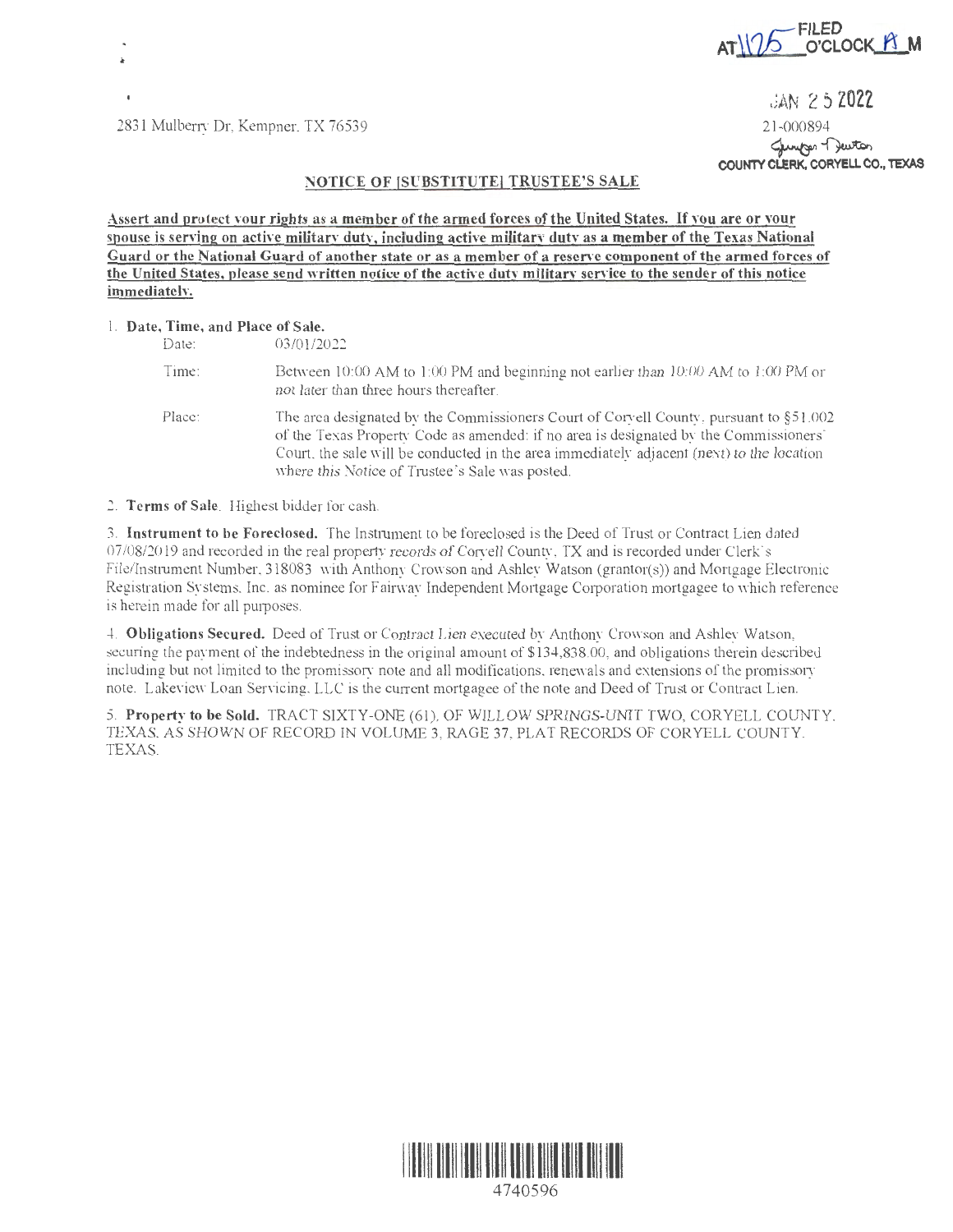FILED AT 11:25 O'CLOCK A M

JAN 25 2022

COUNTY CLERK, CORYELL CO., TEXAS

2831 Mulberry Dr, Kempner, TX 76539

21-000894

## NOTICE OF [SUBSTITUTE] TRUSTEE'S SALE

**Assert and protect your rights as a member of the armed forces of the United States. If you are or your spouse is serving on active military duty, including active military duty as a member of the Texas National Guard or the National Guard of another state or as a member of a reserve component of the armed forces of the United States, please send written notice of the active duty military service to the sender of this notice immediately.**

1. **Date, Time, and Place of Sale.**

   Date: 03/01/2022

   Time: Between 10:00 AM to 1:00 PM and beginning not earlier than 10:00 AM to 1:00 PM or not later than three hours thereafter.

   Place: The area designated by the Commissioners Court of Coryell County, pursuant to §51.002 of the Texas Property Code as amended: if no area is designated by the Commissioners' Court, the sale will be conducted in the area immediately adjacent (next) to the location where this Notice of Trustee's Sale was posted.

2. **Terms of Sale**. Highest bidder for cash.

3. **Instrument to be Foreclosed.** The Instrument to be foreclosed is the Deed of Trust or Contract Lien dated 07/08/2019 and recorded in the real property records of Coryell County, TX and is recorded under Clerk's File/Instrument Number, 318083 with Anthony Crowson and Ashley Watson (grantor(s)) and Mortgage Electronic Registration Systems, Inc. as nominee for Fairway Independent Mortgage Corporation mortgagee to which reference is herein made for all purposes.

4. **Obligations Secured.** Deed of Trust or Contract Lien executed by Anthony Crowson and Ashley Watson, securing the payment of the indebtedness in the original amount of $134,838.00, and obligations therein described including but not limited to the promissory note and all modifications, renewals and extensions of the promissory note. Lakeview Loan Servicing, LLC is the current mortgagee of the note and Deed of Trust or Contract Lien.

5. **Property to be Sold.** TRACT SIXTY-ONE (61), OF WILLOW SPRINGS-UNIT TWO, CORYELL COUNTY, TEXAS, AS SHOWN OF RECORD IN VOLUME 3, RAGE 37, PLAT RECORDS OF CORYELL COUNTY, TEXAS.

4740596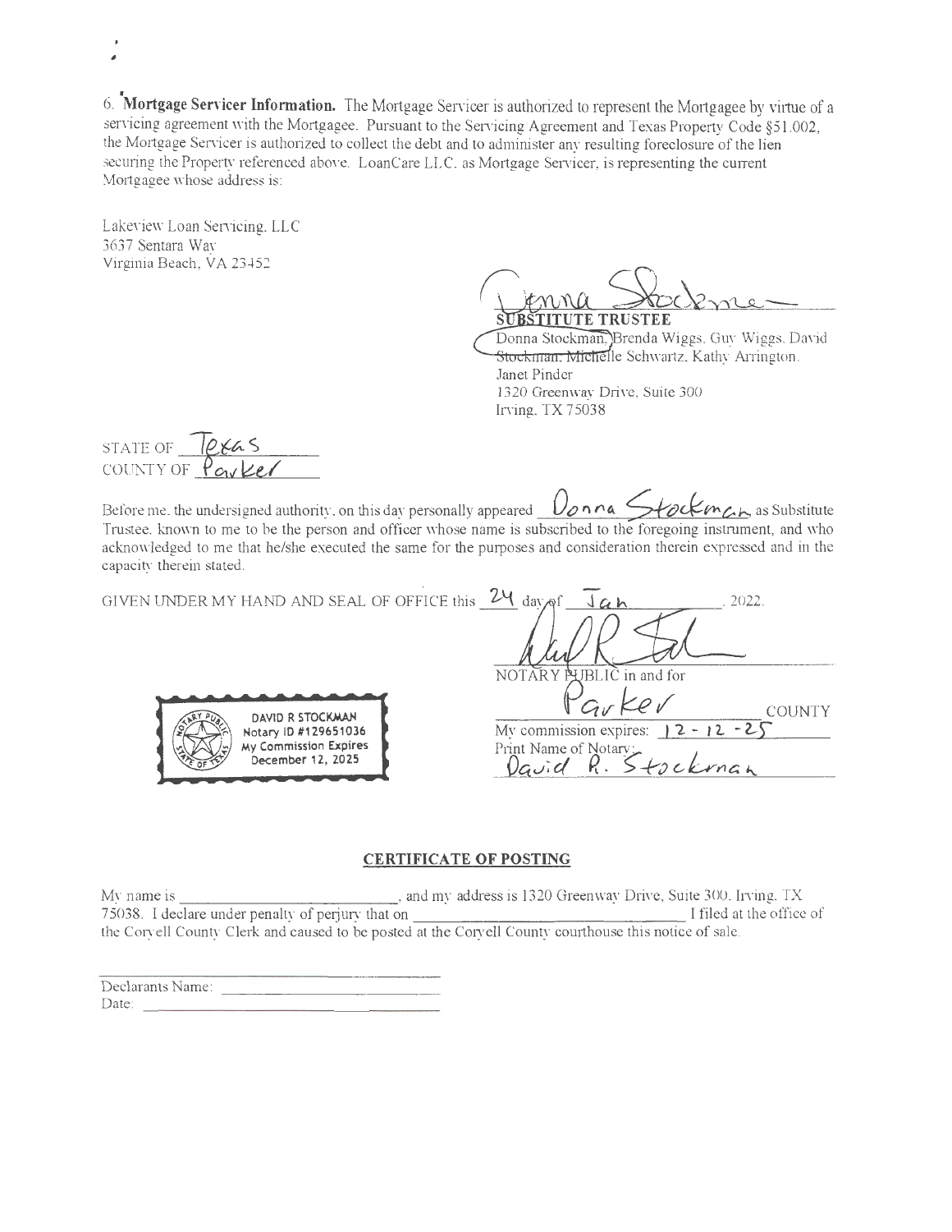6. **Mortgage Servicer Information.** The Mortgage Servicer is authorized to represent the Mortgagee by virtue of a servicing agreement with the Mortgagee. Pursuant to the Servicing Agreement and Texas Property Code §51.002, the Mortgage Servicer is authorized to collect the debt and to administer any resulting foreclosure of the lien securing the Property referenced above. LoanCare LLC. as Mortgage Servicer, is representing the current Mortgagee whose address is:

Lakeview Loan Servicing, LLC
3637 Sentara Way
Virginia Beach, VA 23452

Donna Stockman

**SUBSTITUTE TRUSTEE**
Donna Stockman, Brenda Wiggs, Guy Wiggs, David Stockman, Michelle Schwartz, Kathy Arrington, Janet Pinder
1320 Greenway Drive, Suite 300
Irving, TX 75038

STATE OF Texas
COUNTY OF Parker

Before me, the undersigned authority, on this day personally appeared Donna Stockman as Substitute Trustee, known to me to be the person and officer whose name is subscribed to the foregoing instrument, and who acknowledged to me that he/she executed the same for the purposes and consideration therein expressed and in the capacity therein stated.

GIVEN UNDER MY HAND AND SEAL OF OFFICE this 24 day of Jan, 2022.

DAVID R STOCKMAN
Notary ID #129651036
My Commission Expires
December 12, 2025

NOTARY PUBLIC in and for
Parker COUNTY
My commission expires: 12-12-25
Print Name of Notary: David R. Stockman

## CERTIFICATE OF POSTING

My name is ______________________, and my address is 1320 Greenway Drive, Suite 300, Irving, TX 75038. I declare under penalty of perjury that on ______________________ I filed at the office of the Coryell County Clerk and caused to be posted at the Coryell County courthouse this notice of sale.

______________________
Declarants Name: ______________________
Date: ______________________